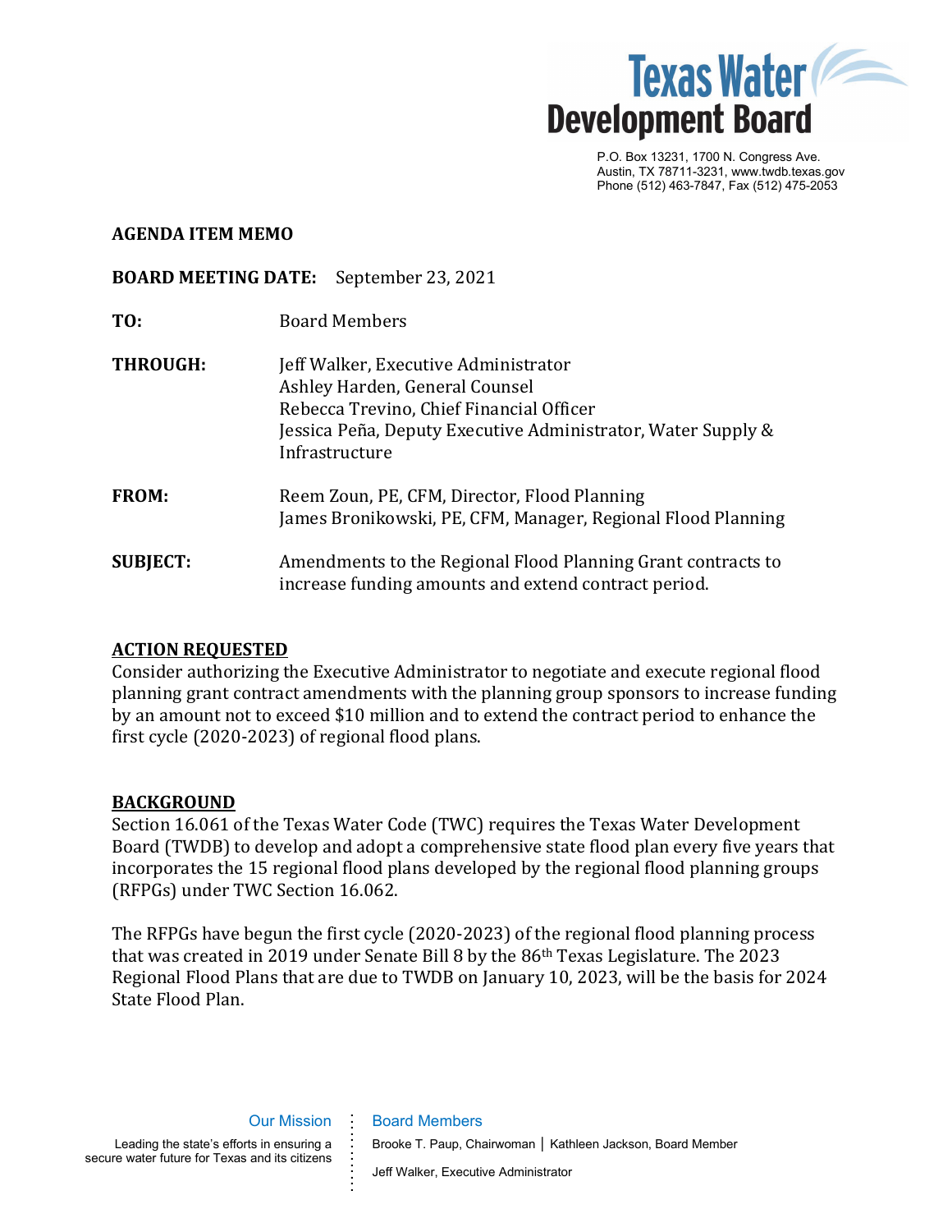**Texas Water Development Board**

P.O. Box 13231, 1700 N. Congress Ave.
Austin, TX 78711-3231, www.twdb.texas.gov
Phone (512) 463-7847, Fax (512) 475-2053

**AGENDA ITEM MEMO**

**BOARD MEETING DATE:** September 23, 2021

**TO:** Board Members

**THROUGH:** Jeff Walker, Executive Administrator
Ashley Harden, General Counsel
Rebecca Trevino, Chief Financial Officer
Jessica Peña, Deputy Executive Administrator, Water Supply & Infrastructure

**FROM:** Reem Zoun, PE, CFM, Director, Flood Planning
James Bronikowski, PE, CFM, Manager, Regional Flood Planning

**SUBJECT:** Amendments to the Regional Flood Planning Grant contracts to increase funding amounts and extend contract period.

**ACTION REQUESTED**

Consider authorizing the Executive Administrator to negotiate and execute regional flood planning grant contract amendments with the planning group sponsors to increase funding by an amount not to exceed $10 million and to extend the contract period to enhance the first cycle (2020-2023) of regional flood plans.

**BACKGROUND**

Section 16.061 of the Texas Water Code (TWC) requires the Texas Water Development Board (TWDB) to develop and adopt a comprehensive state flood plan every five years that incorporates the 15 regional flood plans developed by the regional flood planning groups (RFPGs) under TWC Section 16.062.

The RFPGs have begun the first cycle (2020-2023) of the regional flood planning process that was created in 2019 under Senate Bill 8 by the 86th Texas Legislature. The 2023 Regional Flood Plans that are due to TWDB on January 10, 2023, will be the basis for 2024 State Flood Plan.

Our Mission

Leading the state's efforts in ensuring a secure water future for Texas and its citizens

Board Members

Brooke T. Paup, Chairwoman | Kathleen Jackson, Board Member

Jeff Walker, Executive Administrator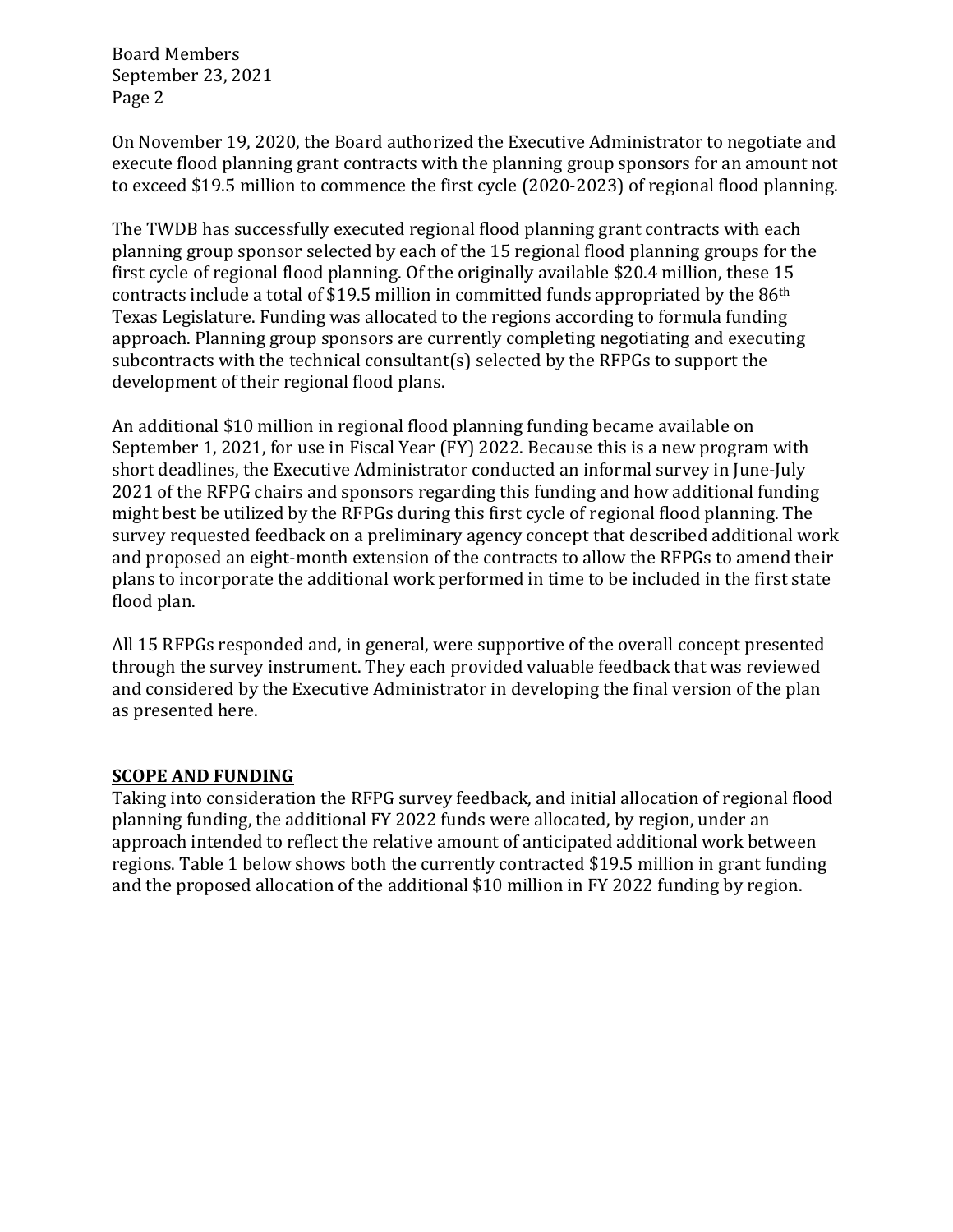On November 19, 2020, the Board authorized the Executive Administrator to negotiate and execute flood planning grant contracts with the planning group sponsors for an amount not to exceed $19.5 million to commence the first cycle (2020-2023) of regional flood planning.

The TWDB has successfully executed regional flood planning grant contracts with each planning group sponsor selected by each of the 15 regional flood planning groups for the first cycle of regional flood planning. Of the originally available $20.4 million, these 15 contracts include a total of $19.5 million in committed funds appropriated by the 86th Texas Legislature. Funding was allocated to the regions according to formula funding approach. Planning group sponsors are currently completing negotiating and executing subcontracts with the technical consultant(s) selected by the RFPGs to support the development of their regional flood plans.

An additional $10 million in regional flood planning funding became available on September 1, 2021, for use in Fiscal Year (FY) 2022. Because this is a new program with short deadlines, the Executive Administrator conducted an informal survey in June-July 2021 of the RFPG chairs and sponsors regarding this funding and how additional funding might best be utilized by the RFPGs during this first cycle of regional flood planning. The survey requested feedback on a preliminary agency concept that described additional work and proposed an eight-month extension of the contracts to allow the RFPGs to amend their plans to incorporate the additional work performed in time to be included in the first state flood plan.

All 15 RFPGs responded and, in general, were supportive of the overall concept presented through the survey instrument. They each provided valuable feedback that was reviewed and considered by the Executive Administrator in developing the final version of the plan as presented here.

## **SCOPE AND FUNDING**

Taking into consideration the RFPG survey feedback, and initial allocation of regional flood planning funding, the additional FY 2022 funds were allocated, by region, under an approach intended to reflect the relative amount of anticipated additional work between regions. Table 1 below shows both the currently contracted $19.5 million in grant funding and the proposed allocation of the additional $10 million in FY 2022 funding by region.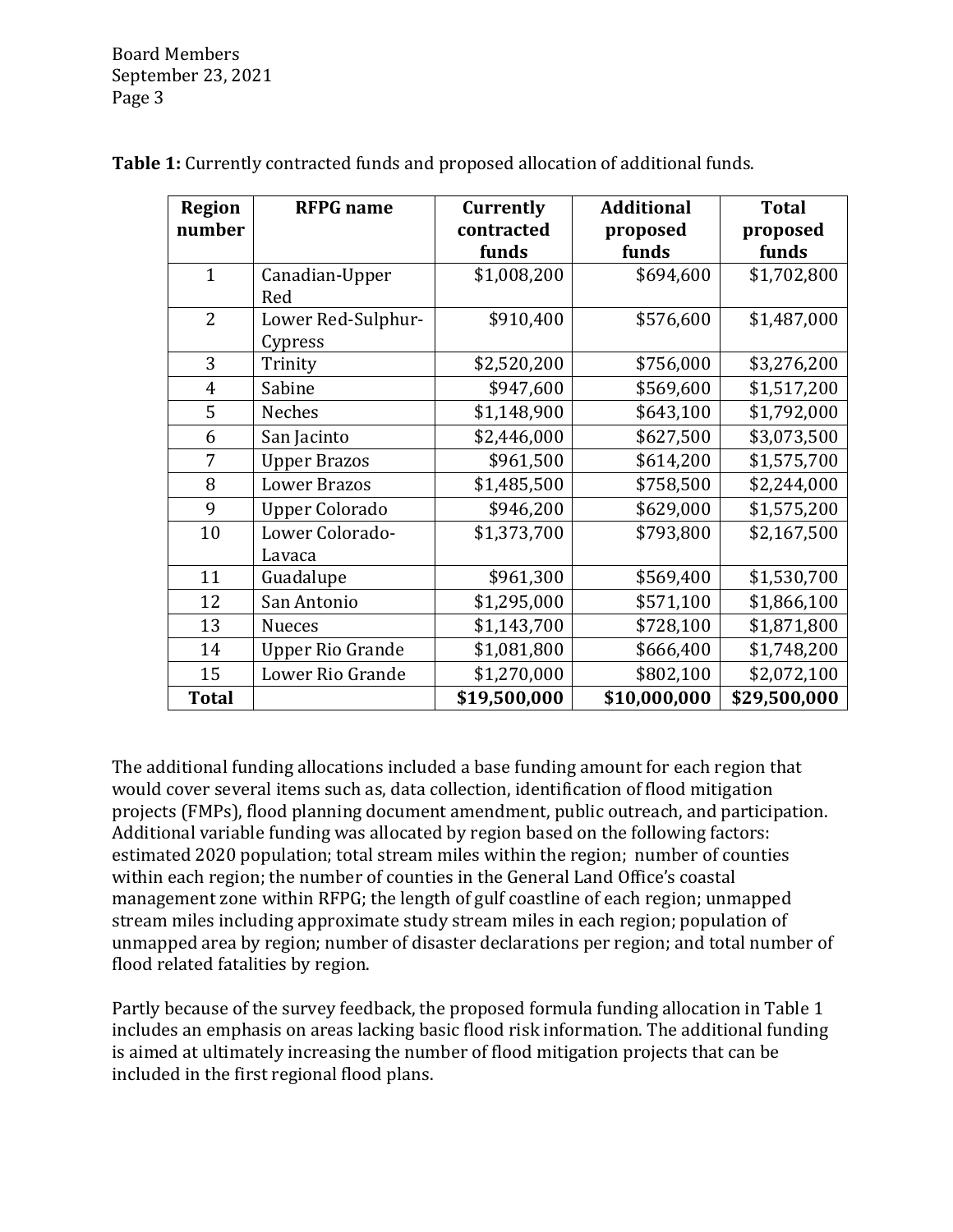**Table 1:** Currently contracted funds and proposed allocation of additional funds.

| Region number | RFPG name | Currently contracted funds | Additional proposed funds | Total proposed funds |
|---|---|---|---|---|
| 1 | Canadian-Upper Red | $1,008,200 | $694,600 | $1,702,800 |
| 2 | Lower Red-Sulphur-Cypress | $910,400 | $576,600 | $1,487,000 |
| 3 | Trinity | $2,520,200 | $756,000 | $3,276,200 |
| 4 | Sabine | $947,600 | $569,600 | $1,517,200 |
| 5 | Neches | $1,148,900 | $643,100 | $1,792,000 |
| 6 | San Jacinto | $2,446,000 | $627,500 | $3,073,500 |
| 7 | Upper Brazos | $961,500 | $614,200 | $1,575,700 |
| 8 | Lower Brazos | $1,485,500 | $758,500 | $2,244,000 |
| 9 | Upper Colorado | $946,200 | $629,000 | $1,575,200 |
| 10 | Lower Colorado-Lavaca | $1,373,700 | $793,800 | $2,167,500 |
| 11 | Guadalupe | $961,300 | $569,400 | $1,530,700 |
| 12 | San Antonio | $1,295,000 | $571,100 | $1,866,100 |
| 13 | Nueces | $1,143,700 | $728,100 | $1,871,800 |
| 14 | Upper Rio Grande | $1,081,800 | $666,400 | $1,748,200 |
| 15 | Lower Rio Grande | $1,270,000 | $802,100 | $2,072,100 |
| **Total** | | **$19,500,000** | **$10,000,000** | **$29,500,000** |

The additional funding allocations included a base funding amount for each region that would cover several items such as, data collection, identification of flood mitigation projects (FMPs), flood planning document amendment, public outreach, and participation. Additional variable funding was allocated by region based on the following factors: estimated 2020 population; total stream miles within the region; number of counties within each region; the number of counties in the General Land Office's coastal management zone within RFPG; the length of gulf coastline of each region; unmapped stream miles including approximate study stream miles in each region; population of unmapped area by region; number of disaster declarations per region; and total number of flood related fatalities by region.

Partly because of the survey feedback, the proposed formula funding allocation in Table 1 includes an emphasis on areas lacking basic flood risk information. The additional funding is aimed at ultimately increasing the number of flood mitigation projects that can be included in the first regional flood plans.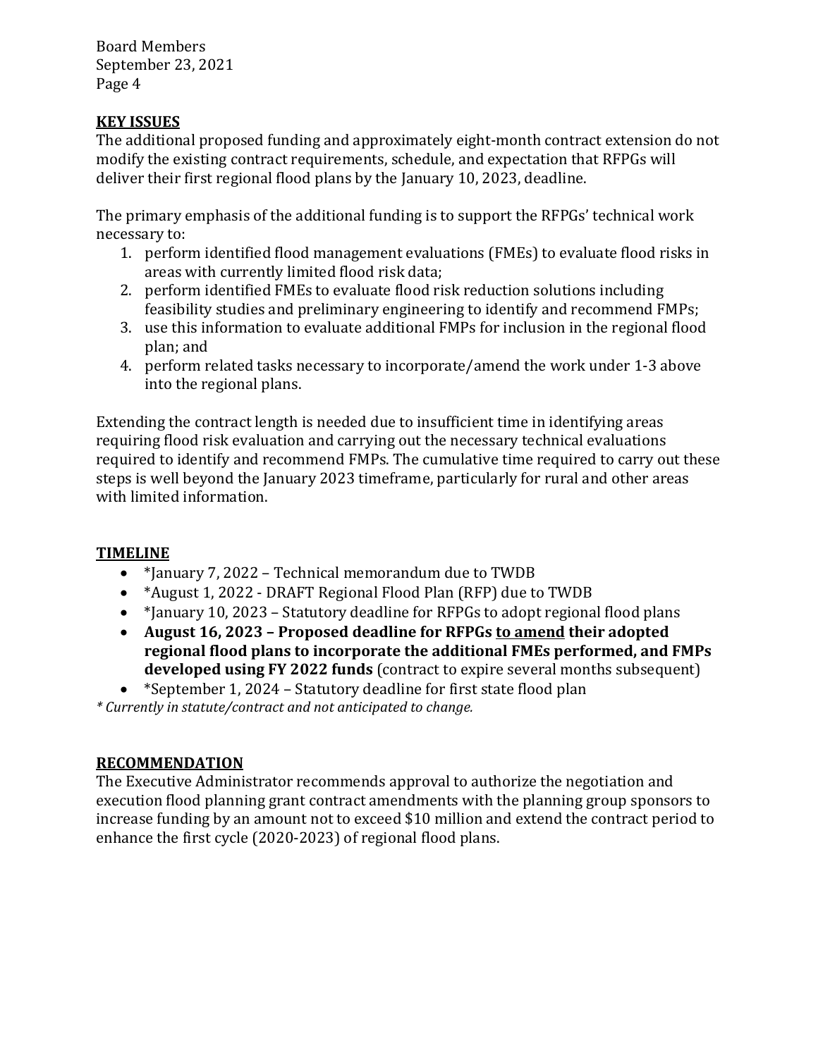## KEY ISSUES

The additional proposed funding and approximately eight-month contract extension do not modify the existing contract requirements, schedule, and expectation that RFPGs will deliver their first regional flood plans by the January 10, 2023, deadline.

The primary emphasis of the additional funding is to support the RFPGs' technical work necessary to:

1. perform identified flood management evaluations (FMEs) to evaluate flood risks in areas with currently limited flood risk data;
2. perform identified FMEs to evaluate flood risk reduction solutions including feasibility studies and preliminary engineering to identify and recommend FMPs;
3. use this information to evaluate additional FMPs for inclusion in the regional flood plan; and
4. perform related tasks necessary to incorporate/amend the work under 1-3 above into the regional plans.

Extending the contract length is needed due to insufficient time in identifying areas requiring flood risk evaluation and carrying out the necessary technical evaluations required to identify and recommend FMPs. The cumulative time required to carry out these steps is well beyond the January 2023 timeframe, particularly for rural and other areas with limited information.

## TIMELINE

- *January 7, 2022 – Technical memorandum due to TWDB
- *August 1, 2022 - DRAFT Regional Flood Plan (RFP) due to TWDB
- *January 10, 2023 – Statutory deadline for RFPGs to adopt regional flood plans
- **August 16, 2023 – Proposed deadline for RFPGs <u>to amend</u> their adopted regional flood plans to incorporate the additional FMEs performed, and FMPs developed using FY 2022 funds** (contract to expire several months subsequent)
- *September 1, 2024 – Statutory deadline for first state flood plan

*\* Currently in statute/contract and not anticipated to change.*

## RECOMMENDATION

The Executive Administrator recommends approval to authorize the negotiation and execution flood planning grant contract amendments with the planning group sponsors to increase funding by an amount not to exceed $10 million and extend the contract period to enhance the first cycle (2020-2023) of regional flood plans.